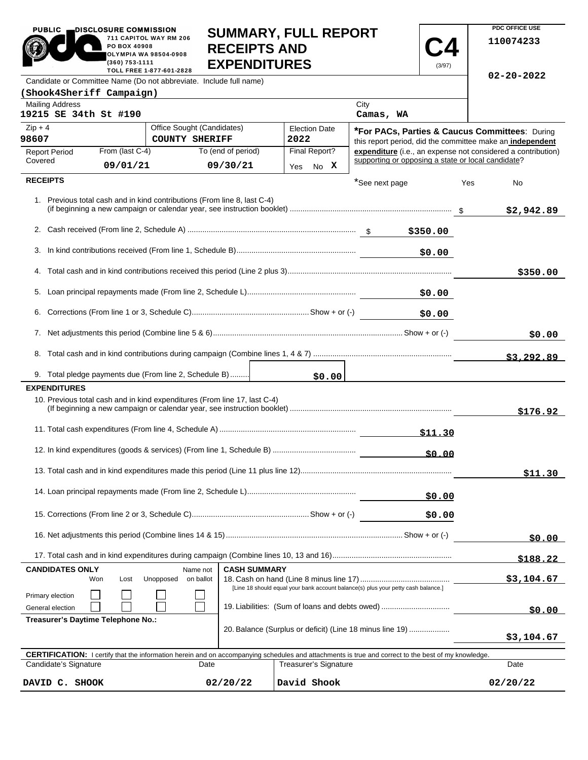PUBLIC DISCLOSURE COMMISSION
711 CAPITOL WAY RM 206
PO BOX 40908
OLYMPIA WA 98504-0908
(360) 753-1111
TOLL FREE 1-877-601-2828

# SUMMARY, FULL REPORT RECEIPTS AND EXPENDITURES

**C4** (3/97)

PDC OFFICE USE
110074233

02-20-2022

Candidate or Committee Name (Do not abbreviate. Include full name)
**(Shook4Sheriff Campaign)**

| Mailing Address | City |
|---|---|
| 19215 SE 34th St #190 | Camas, WA |

| Zip + 4 | Office Sought (Candidates) | Election Date |
|---|---|---|
| 98607 | COUNTY SHERIFF | 2022 |

| Report Period Covered | From (last C-4) | To (end of period) | Final Report? |
|---|---|---|---|
| | 09/01/21 | 09/30/21 | Yes No X |

***For PACs, Parties & Caucus Committees**: During this report period, did the committee make an **independent expenditure** (i.e., an expense not considered a contribution) supporting or opposing a state or local candidate?

*See next page Yes No

## RECEIPTS

| Line | Description | Amount | Total |
|---|---|---|---|
| 1. | Previous total cash and in kind contributions (From line 8, last C-4) (if beginning a new campaign or calendar year, see instruction booklet) | | $2,942.89 |
| 2. | Cash received (From line 2, Schedule A) | $350.00 | |
| 3. | In kind contributions received (From line 1, Schedule B) | $0.00 | |
| 4. | Total cash and in kind contributions received this period (Line 2 plus 3) | | $350.00 |
| 5. | Loan principal repayments made (From line 2, Schedule L) | $0.00 | |
| 6. | Corrections (From line 1 or 3, Schedule C) Show + or (-) | $0.00 | |
| 7. | Net adjustments this period (Combine line 5 & 6) Show + or (-) | | $0.00 |
| 8. | Total cash and in kind contributions during campaign (Combine lines 1, 4 & 7) | | $3,292.89 |
| 9. | Total pledge payments due (From line 2, Schedule B) | $0.00 | |

## EXPENDITURES

| Line | Description | Amount | Total |
|---|---|---|---|
| 10. | Previous total cash and in kind expenditures (From line 17, last C-4) (If beginning a new campaign or calendar year, see instruction booklet) | | $176.92 |
| 11. | Total cash expenditures (From line 4, Schedule A) | $11.30 | |
| 12. | In kind expenditures (goods & services) (From line 1, Schedule B) | $0.00 | |
| 13. | Total cash and in kind expenditures made this period (Line 11 plus line 12) | | $11.30 |
| 14. | Loan principal repayments made (From line 2, Schedule L) | $0.00 | |
| 15. | Corrections (From line 2 or 3, Schedule C) Show + or (-) | $0.00 | |
| 16. | Net adjustments this period (Combine lines 14 & 15) Show + or (-) | | $0.00 |
| 17. | Total cash and in kind expenditures during campaign (Combine lines 10, 13 and 16) | | $188.22 |

**CANDIDATES ONLY**

| | Won | Lost | Unopposed | Name not on ballot |
|---|---|---|---|---|
| Primary election | ☐ | ☐ | ☐ | ☐ |
| General election | ☐ | ☐ | ☐ | ☐ |

**Treasurer's Daytime Telephone No.:**

**CASH SUMMARY**

| Line | Description | Amount |
|---|---|---|
| 18. | Cash on hand (Line 8 minus line 17) [Line 18 should equal your bank account balance(s) plus your petty cash balance.] | $3,104.67 |
| 19. | Liabilities: (Sum of loans and debts owed) | $0.00 |
| 20. | Balance (Surplus or deficit) (Line 18 minus line 19) | $3,104.67 |

**CERTIFICATION:** I certify that the information herein and on accompanying schedules and attachments is true and correct to the best of my knowledge.

| Candidate's Signature | Date | Treasurer's Signature | Date |
|---|---|---|---|
| DAVID C. SHOOK | 02/20/22 | David Shook | 02/20/22 |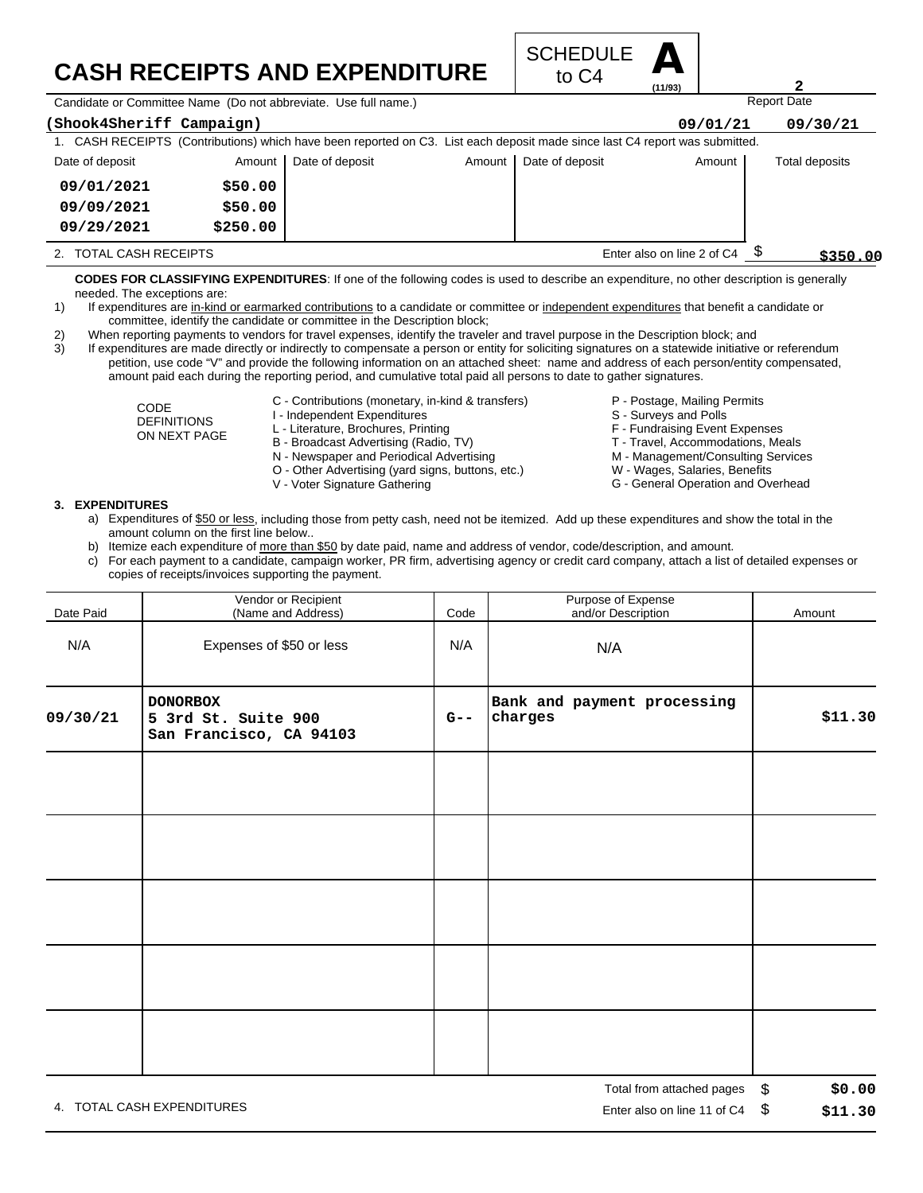# CASH RECEIPTS AND EXPENDITURE

SCHEDULE **A** to C4 (11/93)

Candidate or Committee Name (Do not abbreviate. Use full name.)

**(Shook4Sheriff Campaign)**

Report Date: **09/01/21** **09/30/21**

1. CASH RECEIPTS (Contributions) which have been reported on C3. List each deposit made since last C4 report was submitted.

| Date of deposit | Amount | Date of deposit | Amount | Date of deposit | Amount | Total deposits |
|---|---|---|---|---|---|---|
| 09/01/2021 | $50.00 | | | | | |
| 09/09/2021 | $50.00 | | | | | |
| 09/29/2021 | $250.00 | | | | | |

2. TOTAL CASH RECEIPTS — Enter also on line 2 of C4 $ **$350.00**

**CODES FOR CLASSIFYING EXPENDITURES**: If one of the following codes is used to describe an expenditure, no other description is generally needed. The exceptions are:

1) If expenditures are in-kind or earmarked contributions to a candidate or committee or independent expenditures that benefit a candidate or committee, identify the candidate or committee in the Description block;
2) When reporting payments to vendors for travel expenses, identify the traveler and travel purpose in the Description block; and
3) If expenditures are made directly or indirectly to compensate a person or entity for soliciting signatures on a statewide initiative or referendum petition, use code "V" and provide the following information on an attached sheet: name and address of each person/entity compensated, amount paid each during the reporting period, and cumulative total paid all persons to date to gather signatures.

CODE DEFINITIONS ON NEXT PAGE

- C - Contributions (monetary, in-kind & transfers)
- I - Independent Expenditures
- L - Literature, Brochures, Printing
- B - Broadcast Advertising (Radio, TV)
- N - Newspaper and Periodical Advertising
- O - Other Advertising (yard signs, buttons, etc.)
- V - Voter Signature Gathering
- P - Postage, Mailing Permits
- S - Surveys and Polls
- F - Fundraising Event Expenses
- T - Travel, Accommodations, Meals
- M - Management/Consulting Services
- W - Wages, Salaries, Benefits
- G - General Operation and Overhead

**3. EXPENDITURES**

a) Expenditures of $50 or less, including those from petty cash, need not be itemized. Add up these expenditures and show the total in the amount column on the first line below..
b) Itemize each expenditure of more than $50 by date paid, name and address of vendor, code/description, and amount.
c) For each payment to a candidate, campaign worker, PR firm, advertising agency or credit card company, attach a list of detailed expenses or copies of receipts/invoices supporting the payment.

| Date Paid | Vendor or Recipient (Name and Address) | Code | Purpose of Expense and/or Description | Amount |
|---|---|---|---|---|
| N/A | Expenses of $50 or less | N/A | N/A | |
| 09/30/21 | DONORBOX<br>5 3rd St. Suite 900<br>San Francisco, CA 94103 | G-- | Bank and payment processing charges | $11.30 |
| | | | | |
| | | | | |
| | | | | |
| | | | | |
| | | | | |

Total from attached pages $ **$0.00**

4. TOTAL CASH EXPENDITURES — Enter also on line 11 of C4 $ **$11.30**